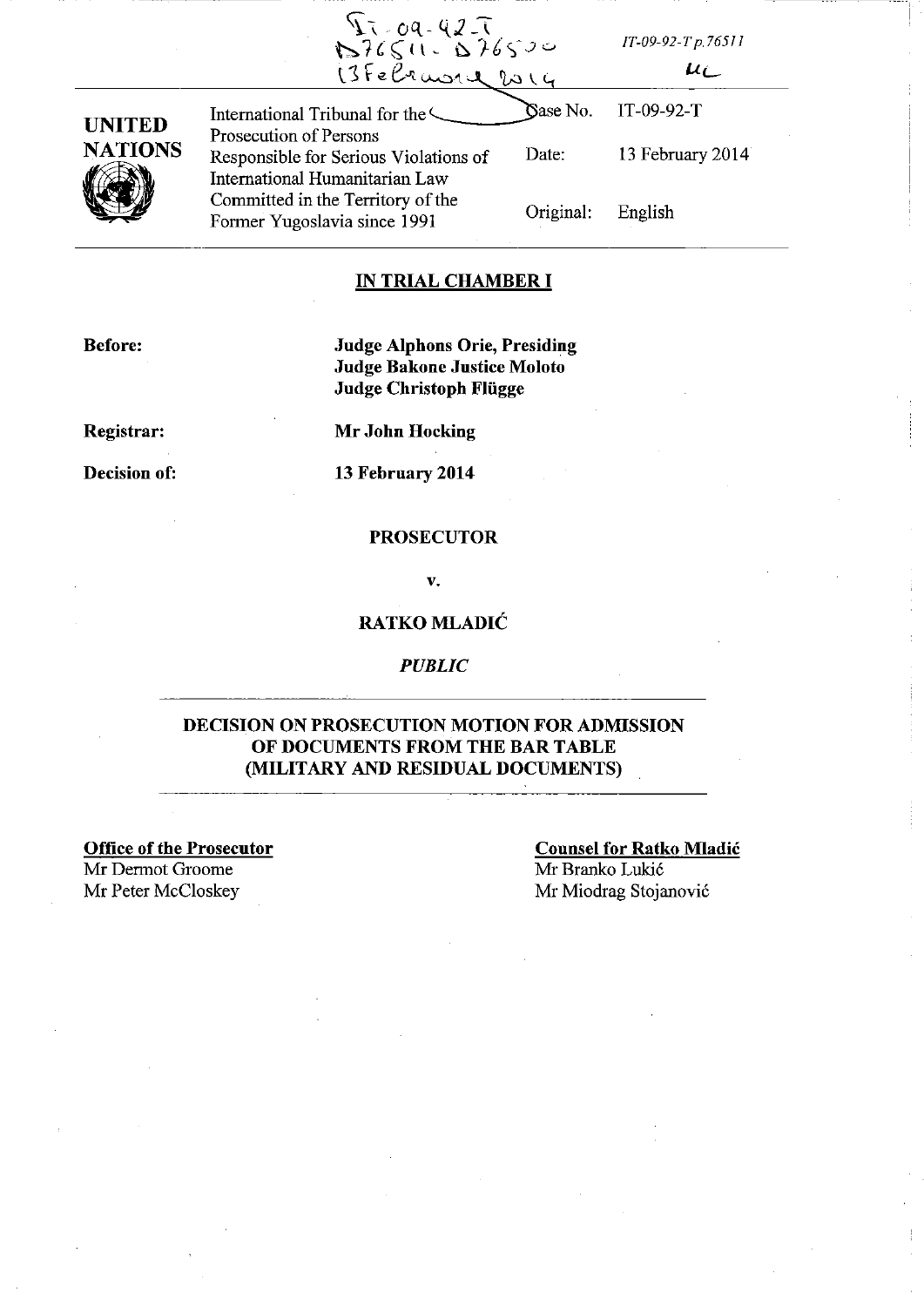IT-09-92-T
D76511 - D76500
13 February 2014

IT-09-92-T p.76511

UL

| UNITED NATIONS | International Tribunal for the Prosecution of Persons Responsible for Serious Violations of International Humanitarian Law Committed in the Territory of the Former Yugoslavia since 1991 | Case No. | IT-09-92-T |
|---|---|---|---|
| | | Date: | 13 February 2014 |
| | | Original: | English |

## IN TRIAL CHAMBER I

**Before:** **Judge Alphons Orie, Presiding**
**Judge Bakone Justice Moloto**
**Judge Christoph Flügge**

**Registrar:** **Mr John Hocking**

**Decision of:** **13 February 2014**

**PROSECUTOR**

**v.**

**RATKO MLADIĆ**

***PUBLIC***

## DECISION ON PROSECUTION MOTION FOR ADMISSION OF DOCUMENTS FROM THE BAR TABLE (MILITARY AND RESIDUAL DOCUMENTS)

**Office of the Prosecutor**
Mr Dermot Groome
Mr Peter McCloskey

**Counsel for Ratko Mladić**
Mr Branko Lukić
Mr Miodrag Stojanović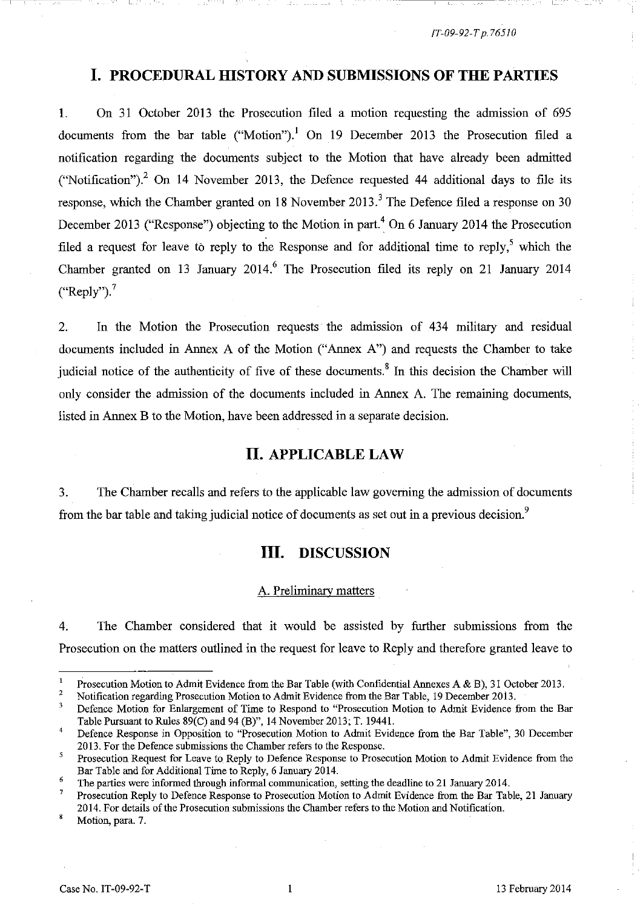# I. PROCEDURAL HISTORY AND SUBMISSIONS OF THE PARTIES

1. On 31 October 2013 the Prosecution filed a motion requesting the admission of 695 documents from the bar table ("Motion").[1] On 19 December 2013 the Prosecution filed a notification regarding the documents subject to the Motion that have already been admitted ("Notification").[2] On 14 November 2013, the Defence requested 44 additional days to file its response, which the Chamber granted on 18 November 2013.[3] The Defence filed a response on 30 December 2013 ("Response") objecting to the Motion in part.[4] On 6 January 2014 the Prosecution filed a request for leave to reply to the Response and for additional time to reply,[5] which the Chamber granted on 13 January 2014.[6] The Prosecution filed its reply on 21 January 2014 ("Reply").[7]

2. In the Motion the Prosecution requests the admission of 434 military and residual documents included in Annex A of the Motion ("Annex A") and requests the Chamber to take judicial notice of the authenticity of five of these documents.[8] In this decision the Chamber will only consider the admission of the documents included in Annex A. The remaining documents, listed in Annex B to the Motion, have been addressed in a separate decision.

# II. APPLICABLE LAW

3. The Chamber recalls and refers to the applicable law governing the admission of documents from the bar table and taking judicial notice of documents as set out in a previous decision.[9]

# III. DISCUSSION

## A. Preliminary matters

4. The Chamber considered that it would be assisted by further submissions from the Prosecution on the matters outlined in the request for leave to Reply and therefore granted leave to

---

[1] Prosecution Motion to Admit Evidence from the Bar Table (with Confidential Annexes A & B), 31 October 2013.

[2] Notification regarding Prosecution Motion to Admit Evidence from the Bar Table, 19 December 2013.

[3] Defence Motion for Enlargement of Time to Respond to "Prosecution Motion to Admit Evidence from the Bar Table Pursuant to Rules 89(C) and 94 (B)", 14 November 2013; T. 19441.

[4] Defence Response in Opposition to "Prosecution Motion to Admit Evidence from the Bar Table", 30 December 2013. For the Defence submissions the Chamber refers to the Response.

[5] Prosecution Request for Leave to Reply to Defence Response to Prosecution Motion to Admit Evidence from the Bar Table and for Additional Time to Reply, 6 January 2014.

[6] The parties were informed through informal communication, setting the deadline to 21 January 2014.

[7] Prosecution Reply to Defence Response to Prosecution Motion to Admit Evidence from the Bar Table, 21 January 2014. For details of the Prosecution submissions the Chamber refers to the Motion and Notification.

[8] Motion, para. 7.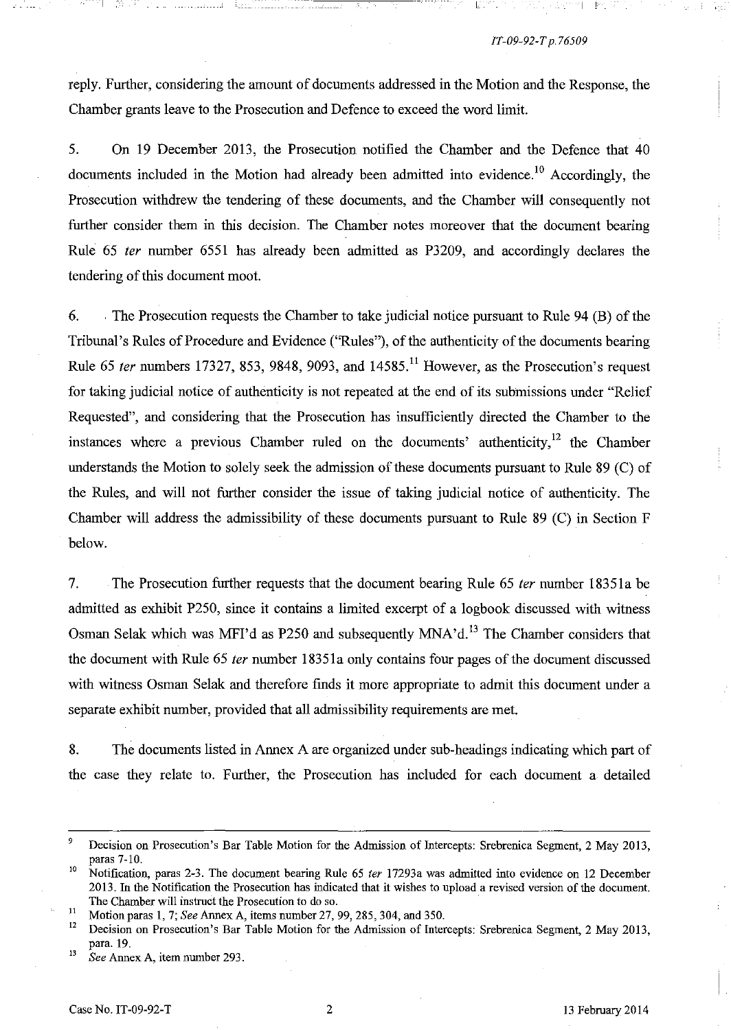reply. Further, considering the amount of documents addressed in the Motion and the Response, the Chamber grants leave to the Prosecution and Defence to exceed the word limit.

5. On 19 December 2013, the Prosecution notified the Chamber and the Defence that 40 documents included in the Motion had already been admitted into evidence.[10] Accordingly, the Prosecution withdrew the tendering of these documents, and the Chamber will consequently not further consider them in this decision. The Chamber notes moreover that the document bearing Rule 65 *ter* number 6551 has already been admitted as P3209, and accordingly declares the tendering of this document moot.

6. The Prosecution requests the Chamber to take judicial notice pursuant to Rule 94 (B) of the Tribunal's Rules of Procedure and Evidence ("Rules"), of the authenticity of the documents bearing Rule 65 *ter* numbers 17327, 853, 9848, 9093, and 14585.[11] However, as the Prosecution's request for taking judicial notice of authenticity is not repeated at the end of its submissions under "Relief Requested", and considering that the Prosecution has insufficiently directed the Chamber to the instances where a previous Chamber ruled on the documents' authenticity,[12] the Chamber understands the Motion to solely seek the admission of these documents pursuant to Rule 89 (C) of the Rules, and will not further consider the issue of taking judicial notice of authenticity. The Chamber will address the admissibility of these documents pursuant to Rule 89 (C) in Section F below.

7. The Prosecution further requests that the document bearing Rule 65 *ter* number 18351a be admitted as exhibit P250, since it contains a limited excerpt of a logbook discussed with witness Osman Selak which was MFI'd as P250 and subsequently MNA'd.[13] The Chamber considers that the document with Rule 65 *ter* number 18351a only contains four pages of the document discussed with witness Osman Selak and therefore finds it more appropriate to admit this document under a separate exhibit number, provided that all admissibility requirements are met.

8. The documents listed in Annex A are organized under sub-headings indicating which part of the case they relate to. Further, the Prosecution has included for each document a detailed

---

[9] Decision on Prosecution's Bar Table Motion for the Admission of Intercepts: Srebrenica Segment, 2 May 2013, paras 7-10.

[10] Notification, paras 2-3. The document bearing Rule 65 *ter* 17293a was admitted into evidence on 12 December 2013. In the Notification the Prosecution has indicated that it wishes to upload a revised version of the document. The Chamber will instruct the Prosecution to do so.

[11] Motion paras 1, 7; *See* Annex A, items number 27, 99, 285, 304, and 350.

[12] Decision on Prosecution's Bar Table Motion for the Admission of Intercepts: Srebrenica Segment, 2 May 2013, para. 19.

[13] *See* Annex A, item number 293.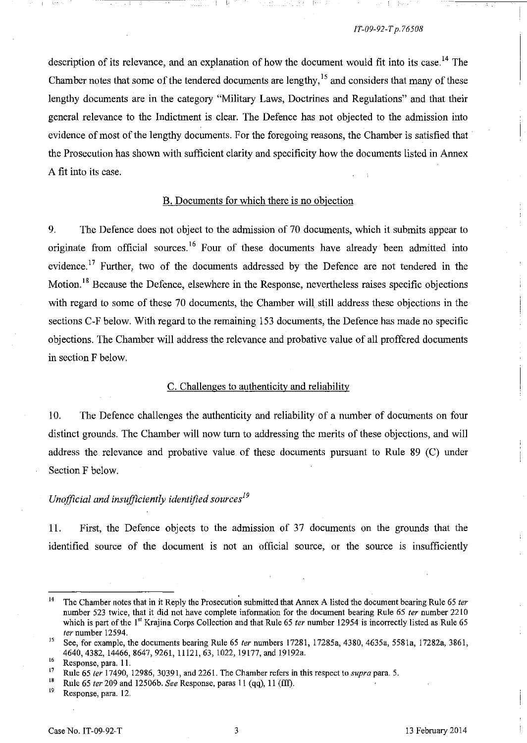description of its relevance, and an explanation of how the document would fit into its case.[14] The Chamber notes that some of the tendered documents are lengthy,[15] and considers that many of these lengthy documents are in the category "Military Laws, Doctrines and Regulations" and that their general relevance to the Indictment is clear. The Defence has not objected to the admission into evidence of most of the lengthy documents. For the foregoing reasons, the Chamber is satisfied that the Prosecution has shown with sufficient clarity and specificity how the documents listed in Annex A fit into its case.

## B. Documents for which there is no objection

9. The Defence does not object to the admission of 70 documents, which it submits appear to originate from official sources.[16] Four of these documents have already been admitted into evidence.[17] Further, two of the documents addressed by the Defence are not tendered in the Motion.[18] Because the Defence, elsewhere in the Response, nevertheless raises specific objections with regard to some of these 70 documents, the Chamber will still address these objections in the sections C-F below. With regard to the remaining 153 documents, the Defence has made no specific objections. The Chamber will address the relevance and probative value of all proffered documents in section F below.

## C. Challenges to authenticity and reliability

10. The Defence challenges the authenticity and reliability of a number of documents on four distinct grounds. The Chamber will now turn to addressing the merits of these objections, and will address the relevance and probative value of these documents pursuant to Rule 89 (C) under Section F below.

### *Unofficial and insufficiently identified sources*[19]

11. First, the Defence objects to the admission of 37 documents on the grounds that the identified source of the document is not an official source, or the source is insufficiently

---

[14] The Chamber notes that in it Reply the Prosecution submitted that Annex A listed the document bearing Rule 65 *ter* number 523 twice, that it did not have complete information for the document bearing Rule 65 *ter* number 2210 which is part of the 1st Krajina Corps Collection and that Rule 65 *ter* number 12954 is incorrectly listed as Rule 65 *ter* number 12594.

[15] See, for example, the documents bearing Rule 65 *ter* numbers 17281, 17285a, 4380, 4635a, 5581a, 17282a, 3861, 4640, 4382, 14466, 8647, 9261, 11121, 63, 1022, 19177, and 19192a.

[16] Response, para. 11.

[17] Rule 65 *ter* 17490, 12986, 30391, and 2261. The Chamber refers in this respect to *supra* para. 5.

[18] Rule 65 *ter* 209 and 12506b. *See* Response, paras 11 (qq), 11 (fff).

[19] Response, para. 12.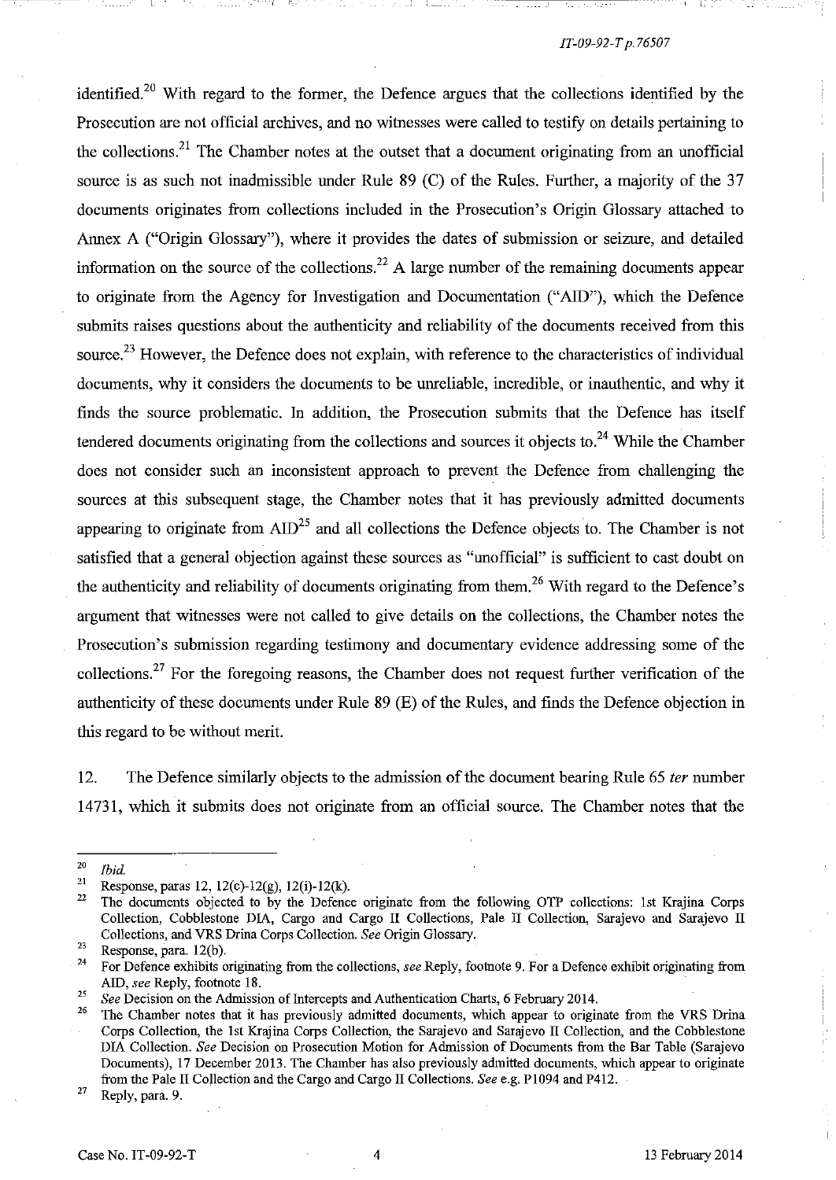identified.[20] With regard to the former, the Defence argues that the collections identified by the Prosecution are not official archives, and no witnesses were called to testify on details pertaining to the collections.[21] The Chamber notes at the outset that a document originating from an unofficial source is as such not inadmissible under Rule 89 (C) of the Rules. Further, a majority of the 37 documents originates from collections included in the Prosecution's Origin Glossary attached to Annex A ("Origin Glossary"), where it provides the dates of submission or seizure, and detailed information on the source of the collections.[22] A large number of the remaining documents appear to originate from the Agency for Investigation and Documentation ("AID"), which the Defence submits raises questions about the authenticity and reliability of the documents received from this source.[23] However, the Defence does not explain, with reference to the characteristics of individual documents, why it considers the documents to be unreliable, incredible, or inauthentic, and why it finds the source problematic. In addition, the Prosecution submits that the Defence has itself tendered documents originating from the collections and sources it objects to.[24] While the Chamber does not consider such an inconsistent approach to prevent the Defence from challenging the sources at this subsequent stage, the Chamber notes that it has previously admitted documents appearing to originate from AID[25] and all collections the Defence objects to. The Chamber is not satisfied that a general objection against these sources as "unofficial" is sufficient to cast doubt on the authenticity and reliability of documents originating from them.[26] With regard to the Defence's argument that witnesses were not called to give details on the collections, the Chamber notes the Prosecution's submission regarding testimony and documentary evidence addressing some of the collections.[27] For the foregoing reasons, the Chamber does not request further verification of the authenticity of these documents under Rule 89 (E) of the Rules, and finds the Defence objection in this regard to be without merit.

12. The Defence similarly objects to the admission of the document bearing Rule 65 *ter* number 14731, which it submits does not originate from an official source. The Chamber notes that the

---

[20] *Ibid.*

[21] Response, paras 12, 12(c)-12(g), 12(i)-12(k).

[22] The documents objected to by the Defence originate from the following OTP collections: 1st Krajina Corps Collection, Cobblestone DIA, Cargo and Cargo II Collections, Pale II Collection, Sarajevo and Sarajevo II Collections, and VRS Drina Corps Collection. *See* Origin Glossary.

[23] Response, para. 12(b).

[24] For Defence exhibits originating from the collections, *see* Reply, footnote 9. For a Defence exhibit originating from AID, *see* Reply, footnote 18.

[25] *See* Decision on the Admission of Intercepts and Authentication Charts, 6 February 2014.

[26] The Chamber notes that it has previously admitted documents, which appear to originate from the VRS Drina Corps Collection, the 1st Krajina Corps Collection, the Sarajevo and Sarajevo II Collection, and the Cobblestone DIA Collection. *See* Decision on Prosecution Motion for Admission of Documents from the Bar Table (Sarajevo Documents), 17 December 2013. The Chamber has also previously admitted documents, which appear to originate from the Pale II Collection and the Cargo and Cargo II Collections. *See* e.g. P1094 and P412.

[27] Reply, para. 9.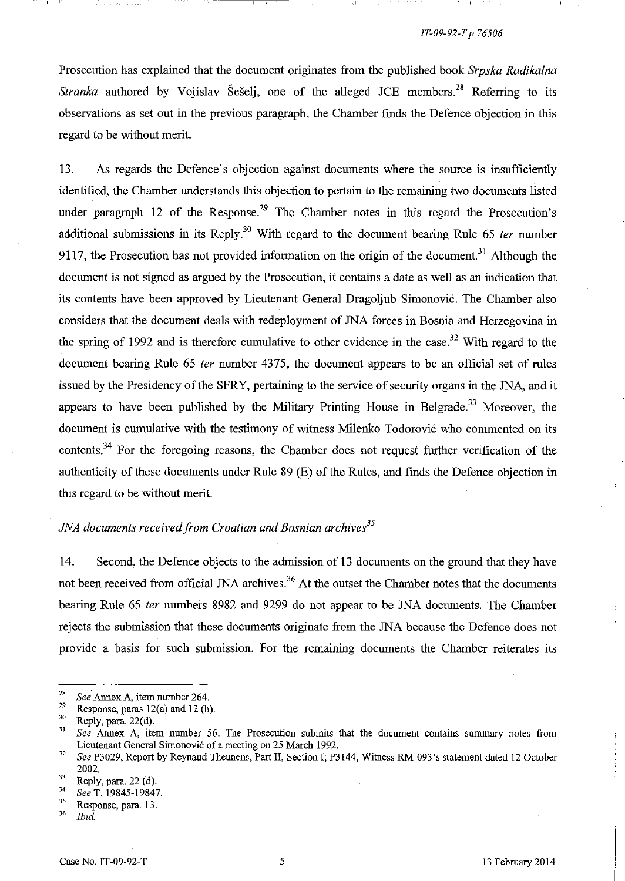Prosecution has explained that the document originates from the published book *Srpska Radikalna Stranka* authored by Vojislav Šešelj, one of the alleged JCE members.[28] Referring to its observations as set out in the previous paragraph, the Chamber finds the Defence objection in this regard to be without merit.

13. As regards the Defence's objection against documents where the source is insufficiently identified, the Chamber understands this objection to pertain to the remaining two documents listed under paragraph 12 of the Response.[29] The Chamber notes in this regard the Prosecution's additional submissions in its Reply.[30] With regard to the document bearing Rule 65 *ter* number 9117, the Prosecution has not provided information on the origin of the document.[31] Although the document is not signed as argued by the Prosecution, it contains a date as well as an indication that its contents have been approved by Lieutenant General Dragoljub Simonović. The Chamber also considers that the document deals with redeployment of JNA forces in Bosnia and Herzegovina in the spring of 1992 and is therefore cumulative to other evidence in the case.[32] With regard to the document bearing Rule 65 *ter* number 4375, the document appears to be an official set of rules issued by the Presidency of the SFRY, pertaining to the service of security organs in the JNA, and it appears to have been published by the Military Printing House in Belgrade.[33] Moreover, the document is cumulative with the testimony of witness Milenko Todorović who commented on its contents.[34] For the foregoing reasons, the Chamber does not request further verification of the authenticity of these documents under Rule 89 (E) of the Rules, and finds the Defence objection in this regard to be without merit.

*JNA documents received from Croatian and Bosnian archives*[35]

14. Second, the Defence objects to the admission of 13 documents on the ground that they have not been received from official JNA archives.[36] At the outset the Chamber notes that the documents bearing Rule 65 *ter* numbers 8982 and 9299 do not appear to be JNA documents. The Chamber rejects the submission that these documents originate from the JNA because the Defence does not provide a basis for such submission. For the remaining documents the Chamber reiterates its

---

[28] *See* Annex A, item number 264.

[29] Response, paras 12(a) and 12 (h).

[30] Reply, para. 22(d).

[31] *See* Annex A, item number 56. The Prosecution submits that the document contains summary notes from Lieutenant General Simonović of a meeting on 25 March 1992.

[32] *See* P3029, Report by Reynaud Theunens, Part II, Section I; P3144, Witness RM-093's statement dated 12 October 2002.

[33] Reply, para. 22 (d).

[34] *See* T. 19845-19847.

[35] Response, para. 13.

[36] *Ibid.*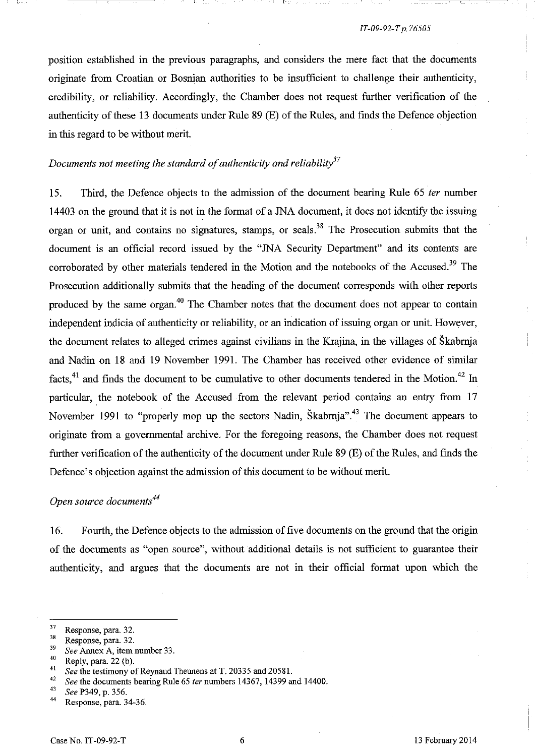position established in the previous paragraphs, and considers the mere fact that the documents originate from Croatian or Bosnian authorities to be insufficient to challenge their authenticity, credibility, or reliability. Accordingly, the Chamber does not request further verification of the authenticity of these 13 documents under Rule 89 (E) of the Rules, and finds the Defence objection in this regard to be without merit.

*Documents not meeting the standard of authenticity and reliability*[37]

15. Third, the Defence objects to the admission of the document bearing Rule 65 *ter* number 14403 on the ground that it is not in the format of a JNA document, it does not identify the issuing organ or unit, and contains no signatures, stamps, or seals.[38] The Prosecution submits that the document is an official record issued by the "JNA Security Department" and its contents are corroborated by other materials tendered in the Motion and the notebooks of the Accused.[39] The Prosecution additionally submits that the heading of the document corresponds with other reports produced by the same organ.[40] The Chamber notes that the document does not appear to contain independent indicia of authenticity or reliability, or an indication of issuing organ or unit. However, the document relates to alleged crimes against civilians in the Krajina, in the villages of Škabrnja and Nadin on 18 and 19 November 1991. The Chamber has received other evidence of similar facts,[41] and finds the document to be cumulative to other documents tendered in the Motion.[42] In particular, the notebook of the Accused from the relevant period contains an entry from 17 November 1991 to "properly mop up the sectors Nadin, Škabrnja".[43] The document appears to originate from a governmental archive. For the foregoing reasons, the Chamber does not request further verification of the authenticity of the document under Rule 89 (E) of the Rules, and finds the Defence's objection against the admission of this document to be without merit.

*Open source documents*[44]

16. Fourth, the Defence objects to the admission of five documents on the ground that the origin of the documents as "open source", without additional details is not sufficient to guarantee their authenticity, and argues that the documents are not in their official format upon which the

---

[37] Response, para. 32.
[38] Response, para. 32.
[39] *See* Annex A, item number 33.
[40] Reply, para. 22 (b).
[41] *See* the testimony of Reynaud Theunens at T. 20335 and 20581.
[42] *See* the documents bearing Rule 65 *ter* numbers 14367, 14399 and 14400.
[43] *See* P349, p. 356.
[44] Response, para. 34-36.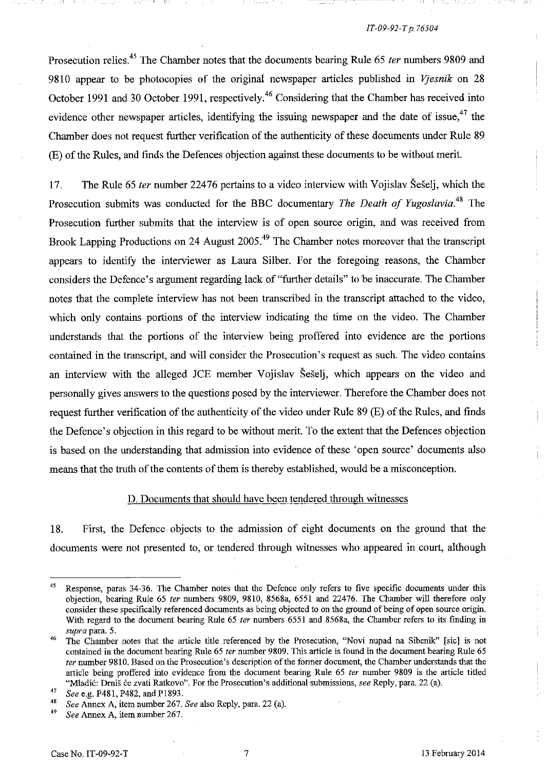Prosecution relies.[45] The Chamber notes that the documents bearing Rule 65 *ter* numbers 9809 and 9810 appear to be photocopies of the original newspaper articles published in *Vjesnik* on 28 October 1991 and 30 October 1991, respectively.[46] Considering that the Chamber has received into evidence other newspaper articles, identifying the issuing newspaper and the date of issue,[47] the Chamber does not request further verification of the authenticity of these documents under Rule 89 (E) of the Rules, and finds the Defences objection against these documents to be without merit.

17. The Rule 65 *ter* number 22476 pertains to a video interview with Vojislav Šešelj, which the Prosecution submits was conducted for the BBC documentary *The Death of Yugoslavia*.[48] The Prosecution further submits that the interview is of open source origin, and was received from Brook Lapping Productions on 24 August 2005.[49] The Chamber notes moreover that the transcript appears to identify the interviewer as Laura Silber. For the foregoing reasons, the Chamber considers the Defence's argument regarding lack of "further details" to be inaccurate. The Chamber notes that the complete interview has not been transcribed in the transcript attached to the video, which only contains portions of the interview indicating the time on the video. The Chamber understands that the portions of the interview being proffered into evidence are the portions contained in the transcript, and will consider the Prosecution's request as such. The video contains an interview with the alleged JCE member Vojislav Šešelj, which appears on the video and personally gives answers to the questions posed by the interviewer. Therefore the Chamber does not request further verification of the authenticity of the video under Rule 89 (E) of the Rules, and finds the Defence's objection in this regard to be without merit. To the extent that the Defences objection is based on the understanding that admission into evidence of these 'open source' documents also means that the truth of the contents of them is thereby established, would be a misconception.

### D. Documents that should have been tendered through witnesses

18. First, the Defence objects to the admission of eight documents on the ground that the documents were not presented to, or tendered through witnesses who appeared in court, although

---

[45] Response, paras 34-36. The Chamber notes that the Defence only refers to five specific documents under this objection, bearing Rule 65 *ter* numbers 9809, 9810, 8568a, 6551 and 22476. The Chamber will therefore only consider these specifically referenced documents as being objected to on the ground of being of open source origin. With regard to the document bearing Rule 65 *ter* numbers 6551 and 8568a, the Chamber refers to its finding in *supra* para. 5.

[46] The Chamber notes that the article title referenced by the Prosecution, "Novi nupad na Sibenik" [sic] is not contained in the document bearing Rule 65 *ter* number 9809. This article is found in the document bearing Rule 65 *ter* number 9810. Based on the Prosecution's description of the former document, the Chamber understands that the article being proffered into evidence from the document bearing Rule 65 *ter* number 9809 is the article titled "Mladić: Drniš će zvati Ratkovo". For the Prosecution's additional submissions, *see* Reply, para. 22 (a).

[47] *See* e.g. P481, P482, and P1893.

[48] *See* Annex A, item number 267. *See* also Reply, para. 22 (a).

[49] *See* Annex A, item number 267.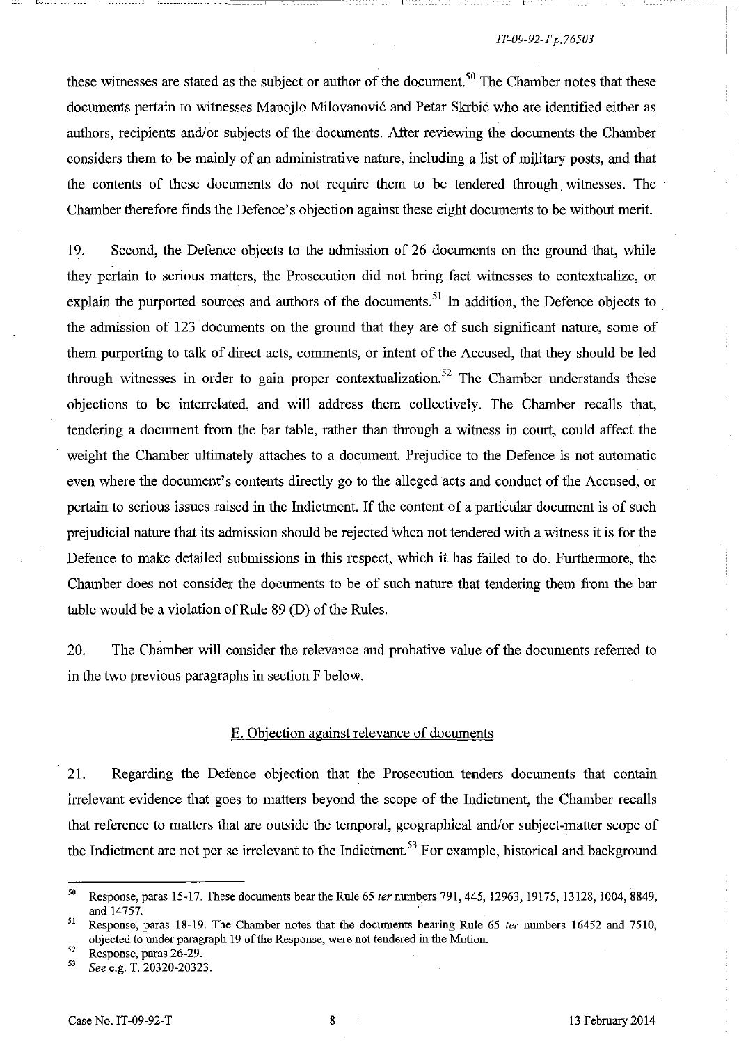these witnesses are stated as the subject or author of the document.[50] The Chamber notes that these documents pertain to witnesses Manojlo Milovanović and Petar Skrbić who are identified either as authors, recipients and/or subjects of the documents. After reviewing the documents the Chamber considers them to be mainly of an administrative nature, including a list of military posts, and that the contents of these documents do not require them to be tendered through witnesses. The Chamber therefore finds the Defence's objection against these eight documents to be without merit.

19. Second, the Defence objects to the admission of 26 documents on the ground that, while they pertain to serious matters, the Prosecution did not bring fact witnesses to contextualize, or explain the purported sources and authors of the documents.[51] In addition, the Defence objects to the admission of 123 documents on the ground that they are of such significant nature, some of them purporting to talk of direct acts, comments, or intent of the Accused, that they should be led through witnesses in order to gain proper contextualization.[52] The Chamber understands these objections to be interrelated, and will address them collectively. The Chamber recalls that, tendering a document from the bar table, rather than through a witness in court, could affect the weight the Chamber ultimately attaches to a document. Prejudice to the Defence is not automatic even where the document's contents directly go to the alleged acts and conduct of the Accused, or pertain to serious issues raised in the Indictment. If the content of a particular document is of such prejudicial nature that its admission should be rejected when not tendered with a witness it is for the Defence to make detailed submissions in this respect, which it has failed to do. Furthermore, the Chamber does not consider the documents to be of such nature that tendering them from the bar table would be a violation of Rule 89 (D) of the Rules.

20. The Chamber will consider the relevance and probative value of the documents referred to in the two previous paragraphs in section F below.

## E. Objection against relevance of documents

21. Regarding the Defence objection that the Prosecution tenders documents that contain irrelevant evidence that goes to matters beyond the scope of the Indictment, the Chamber recalls that reference to matters that are outside the temporal, geographical and/or subject-matter scope of the Indictment are not per se irrelevant to the Indictment.[53] For example, historical and background

---

[50] Response, paras 15-17. These documents bear the Rule 65 *ter* numbers 791, 445, 12963, 19175, 13128, 1004, 8849, and 14757.

[51] Response, paras 18-19. The Chamber notes that the documents bearing Rule 65 *ter* numbers 16452 and 7510, objected to under paragraph 19 of the Response, were not tendered in the Motion.

[52] Response, paras 26-29.

[53] *See* e.g. T. 20320-20323.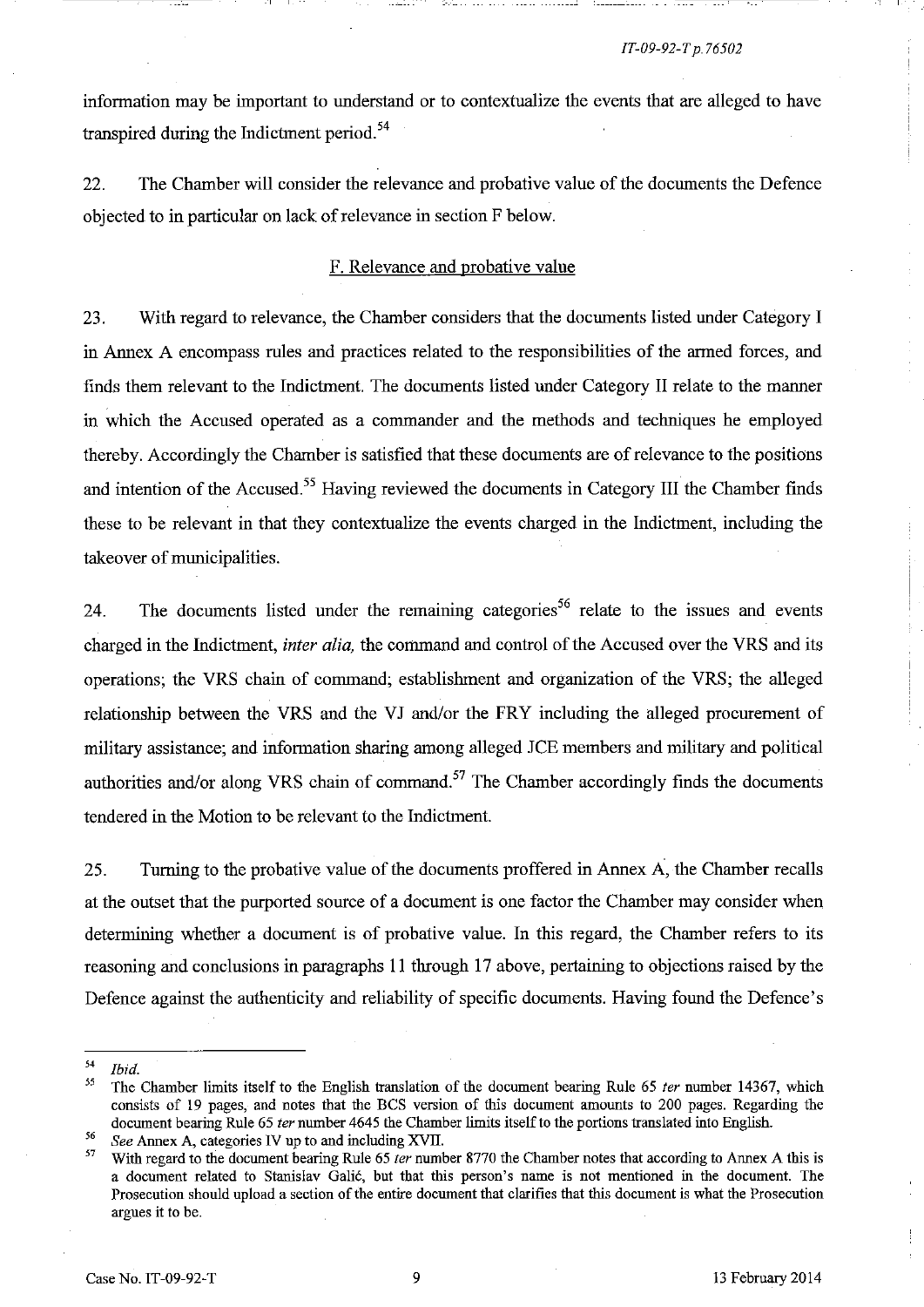information may be important to understand or to contextualize the events that are alleged to have transpired during the Indictment period.[54]

22. The Chamber will consider the relevance and probative value of the documents the Defence objected to in particular on lack of relevance in section F below.

### F. Relevance and probative value

23. With regard to relevance, the Chamber considers that the documents listed under Category I in Annex A encompass rules and practices related to the responsibilities of the armed forces, and finds them relevant to the Indictment. The documents listed under Category II relate to the manner in which the Accused operated as a commander and the methods and techniques he employed thereby. Accordingly the Chamber is satisfied that these documents are of relevance to the positions and intention of the Accused.[55] Having reviewed the documents in Category III the Chamber finds these to be relevant in that they contextualize the events charged in the Indictment, including the takeover of municipalities.

24. The documents listed under the remaining categories[56] relate to the issues and events charged in the Indictment, *inter alia,* the command and control of the Accused over the VRS and its operations; the VRS chain of command; establishment and organization of the VRS; the alleged relationship between the VRS and the VJ and/or the FRY including the alleged procurement of military assistance; and information sharing among alleged JCE members and military and political authorities and/or along VRS chain of command.[57] The Chamber accordingly finds the documents tendered in the Motion to be relevant to the Indictment.

25. Turning to the probative value of the documents proffered in Annex A, the Chamber recalls at the outset that the purported source of a document is one factor the Chamber may consider when determining whether a document is of probative value. In this regard, the Chamber refers to its reasoning and conclusions in paragraphs 11 through 17 above, pertaining to objections raised by the Defence against the authenticity and reliability of specific documents. Having found the Defence's

---

[54] *Ibid.*

[55] The Chamber limits itself to the English translation of the document bearing Rule 65 *ter* number 14367, which consists of 19 pages, and notes that the BCS version of this document amounts to 200 pages. Regarding the document bearing Rule 65 *ter* number 4645 the Chamber limits itself to the portions translated into English.

[56] *See* Annex A, categories IV up to and including XVII.

[57] With regard to the document bearing Rule 65 *ter* number 8770 the Chamber notes that according to Annex A this is a document related to Stanislav Galić, but that this person's name is not mentioned in the document. The Prosecution should upload a section of the entire document that clarifies that this document is what the Prosecution argues it to be.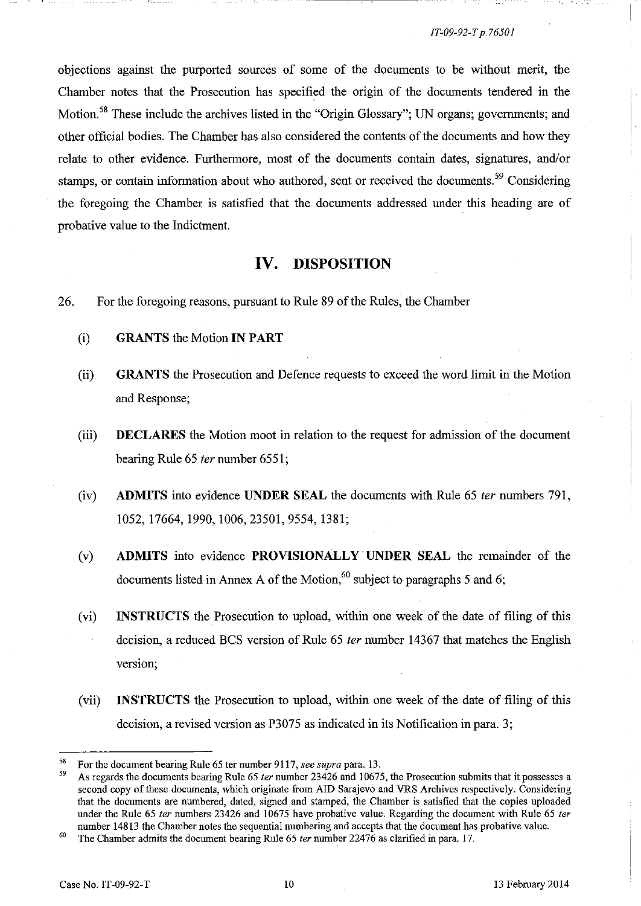objections against the purported sources of some of the documents to be without merit, the Chamber notes that the Prosecution has specified the origin of the documents tendered in the Motion.[58] These include the archives listed in the "Origin Glossary"; UN organs; governments; and other official bodies. The Chamber has also considered the contents of the documents and how they relate to other evidence. Furthermore, most of the documents contain dates, signatures, and/or stamps, or contain information about who authored, sent or received the documents.[59] Considering the foregoing the Chamber is satisfied that the documents addressed under this heading are of probative value to the Indictment.

## IV. DISPOSITION

26. For the foregoing reasons, pursuant to Rule 89 of the Rules, the Chamber

(i) **GRANTS** the Motion **IN PART**

(ii) **GRANTS** the Prosecution and Defence requests to exceed the word limit in the Motion and Response;

(iii) **DECLARES** the Motion moot in relation to the request for admission of the document bearing Rule 65 *ter* number 6551;

(iv) **ADMITS** into evidence **UNDER SEAL** the documents with Rule 65 *ter* numbers 791, 1052, 17664, 1990, 1006, 23501, 9554, 1381;

(v) **ADMITS** into evidence **PROVISIONALLY UNDER SEAL** the remainder of the documents listed in Annex A of the Motion,[60] subject to paragraphs 5 and 6;

(vi) **INSTRUCTS** the Prosecution to upload, within one week of the date of filing of this decision, a reduced BCS version of Rule 65 *ter* number 14367 that matches the English version;

(vii) **INSTRUCTS** the Prosecution to upload, within one week of the date of filing of this decision, a revised version as P3075 as indicated in its Notification in para. 3;

---

[58] For the document bearing Rule 65 ter number 9117, *see supra* para. 13.

[59] As regards the documents bearing Rule 65 *ter* number 23426 and 10675, the Prosecution submits that it possesses a second copy of these documents, which originate from AID Sarajevo and VRS Archives respectively. Considering that the documents are numbered, dated, signed and stamped, the Chamber is satisfied that the copies uploaded under the Rule 65 *ter* numbers 23426 and 10675 have probative value. Regarding the document with Rule 65 *ter* number 14813 the Chamber notes the sequential numbering and accepts that the document has probative value.

[60] The Chamber admits the document bearing Rule 65 *ter* number 22476 as clarified in para. 17.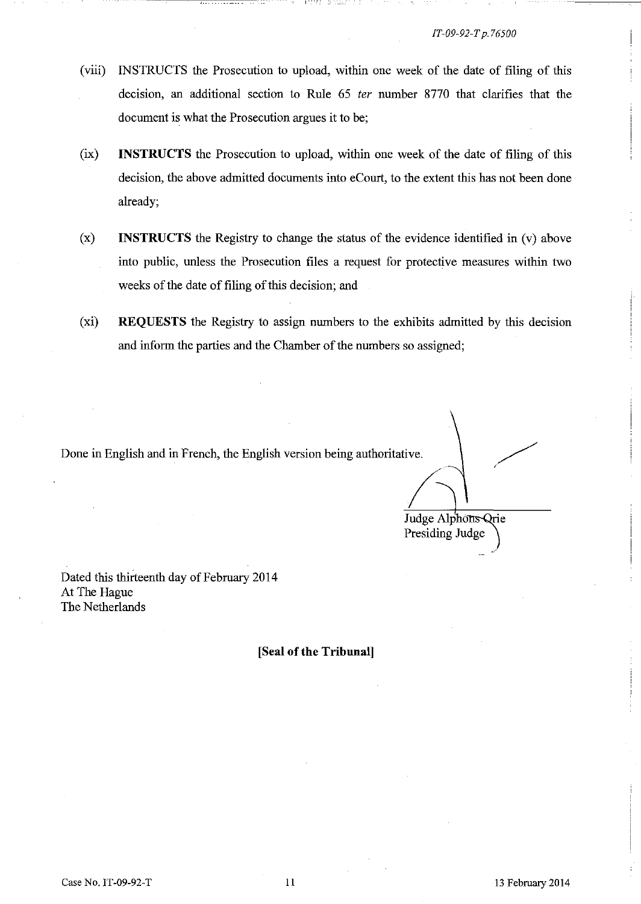(viii) INSTRUCTS the Prosecution to upload, within one week of the date of filing of this decision, an additional section to Rule 65 *ter* number 8770 that clarifies that the document is what the Prosecution argues it to be;

(ix) **INSTRUCTS** the Prosecution to upload, within one week of the date of filing of this decision, the above admitted documents into eCourt, to the extent this has not been done already;

(x) **INSTRUCTS** the Registry to change the status of the evidence identified in (v) above into public, unless the Prosecution files a request for protective measures within two weeks of the date of filing of this decision; and

(xi) **REQUESTS** the Registry to assign numbers to the exhibits admitted by this decision and inform the parties and the Chamber of the numbers so assigned;

Done in English and in French, the English version being authoritative.

Judge Alphons Orie
Presiding Judge

Dated this thirteenth day of February 2014
At The Hague
The Netherlands

**[Seal of the Tribunal]**